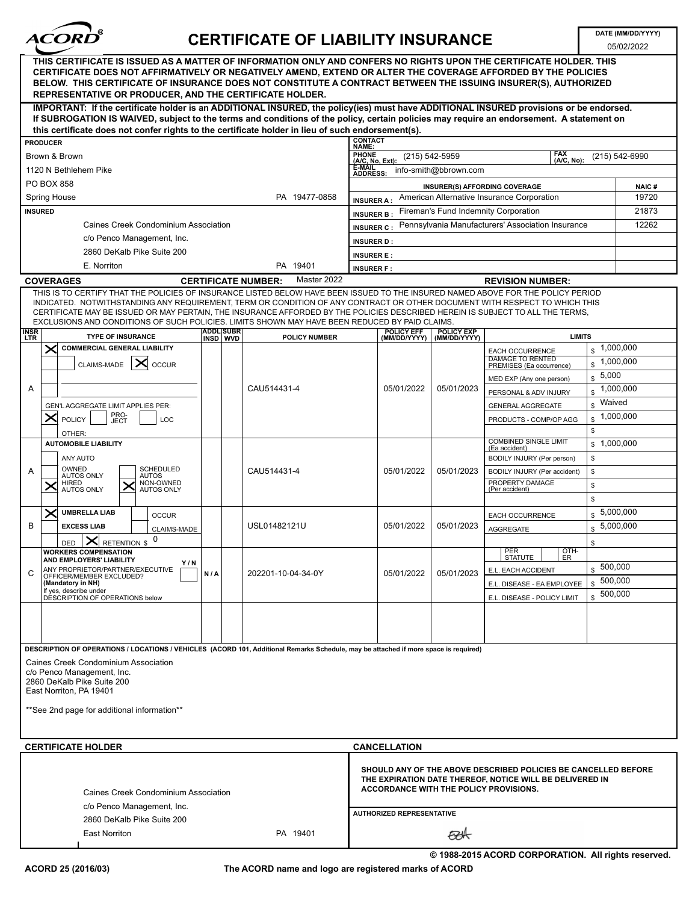# CERTIFICATE OF LIABILITY INSURANCE

ACORD®

**DATE (MM/DD/YYYY):** 05/02/2022

**THIS CERTIFICATE IS ISSUED AS A MATTER OF INFORMATION ONLY AND CONFERS NO RIGHTS UPON THE CERTIFICATE HOLDER. THIS CERTIFICATE DOES NOT AFFIRMATIVELY OR NEGATIVELY AMEND, EXTEND OR ALTER THE COVERAGE AFFORDED BY THE POLICIES BELOW. THIS CERTIFICATE OF INSURANCE DOES NOT CONSTITUTE A CONTRACT BETWEEN THE ISSUING INSURER(S), AUTHORIZED REPRESENTATIVE OR PRODUCER, AND THE CERTIFICATE HOLDER.**

**IMPORTANT: If the certificate holder is an ADDITIONAL INSURED, the policy(ies) must have ADDITIONAL INSURED provisions or be endorsed. If SUBROGATION IS WAIVED, subject to the terms and conditions of the policy, certain policies may require an endorsement. A statement on this certificate does not confer rights to the certificate holder in lieu of such endorsement(s).**

**PRODUCER**

Brown & Brown
1120 N Bethlehem Pike
PO BOX 858
Spring House PA 19477-0858

**CONTACT NAME:**
**PHONE (A/C, No, Ext):** (215) 542-5959 **FAX (A/C, No):** (215) 542-6990
**E-MAIL ADDRESS:** info-smith@bbrown.com

| INSURER(S) AFFORDING COVERAGE | | NAIC # |
|---|---|---|
| INSURER A : | American Alternative Insurance Corporation | 19720 |
| INSURER B : | Fireman's Fund Indemnity Corporation | 21873 |
| INSURER C : | Pennsylvania Manufacturers' Association Insurance | 12262 |
| INSURER D : | | |
| INSURER E : | | |
| INSURER F : | | |

**INSURED**

Caines Creek Condominium Association
c/o Penco Management, Inc.
2860 DeKalb Pike Suite 200
E. Norriton PA 19401

## COVERAGES

**CERTIFICATE NUMBER:** Master 2022 **REVISION NUMBER:**

THIS IS TO CERTIFY THAT THE POLICIES OF INSURANCE LISTED BELOW HAVE BEEN ISSUED TO THE INSURED NAMED ABOVE FOR THE POLICY PERIOD INDICATED. NOTWITHSTANDING ANY REQUIREMENT, TERM OR CONDITION OF ANY CONTRACT OR OTHER DOCUMENT WITH RESPECT TO WHICH THIS CERTIFICATE MAY BE ISSUED OR MAY PERTAIN, THE INSURANCE AFFORDED BY THE POLICIES DESCRIBED HEREIN IS SUBJECT TO ALL THE TERMS, EXCLUSIONS AND CONDITIONS OF SUCH POLICIES. LIMITS SHOWN MAY HAVE BEEN REDUCED BY PAID CLAIMS.

| INSR LTR | TYPE OF INSURANCE | ADDL INSD | SUBR WVD | POLICY NUMBER | POLICY EFF (MM/DD/YYYY) | POLICY EXP (MM/DD/YYYY) | LIMITS | |
|---|---|---|---|---|---|---|---|---|
| A | X COMMERCIAL GENERAL LIABILITY; CLAIMS-MADE / X OCCUR; GEN'L AGGREGATE LIMIT APPLIES PER: X POLICY / PRO-JECT / LOC; OTHER: | | | CAU514431-4 | 05/01/2022 | 05/01/2023 | EACH OCCURRENCE | $ 1,000,000 |
| | | | | | | | DAMAGE TO RENTED PREMISES (Ea occurrence) | $ 1,000,000 |
| | | | | | | | MED EXP (Any one person) | $ 5,000 |
| | | | | | | | PERSONAL & ADV INJURY | $ 1,000,000 |
| | | | | | | | GENERAL AGGREGATE | $ Waived |
| | | | | | | | PRODUCTS - COMP/OP AGG | $ 1,000,000 |
| | | | | | | | | $ |
| A | AUTOMOBILE LIABILITY; ANY AUTO; OWNED AUTOS ONLY; SCHEDULED AUTOS; X HIRED AUTOS ONLY; X NON-OWNED AUTOS ONLY | | | CAU514431-4 | 05/01/2022 | 05/01/2023 | COMBINED SINGLE LIMIT (Ea accident) | $ 1,000,000 |
| | | | | | | | BODILY INJURY (Per person) | $ |
| | | | | | | | BODILY INJURY (Per accident) | $ |
| | | | | | | | PROPERTY DAMAGE (Per accident) | $ |
| | | | | | | | | $ |
| B | X UMBRELLA LIAB / OCCUR; EXCESS LIAB / CLAIMS-MADE; DED / X RETENTION $ 0 | | | USL01482121U | 05/01/2022 | 05/01/2023 | EACH OCCURRENCE | $ 5,000,000 |
| | | | | | | | AGGREGATE | $ 5,000,000 |
| | | | | | | | | $ |
| C | WORKERS COMPENSATION AND EMPLOYERS' LIABILITY Y/N; ANY PROPRIETOR/PARTNER/EXECUTIVE OFFICER/MEMBER EXCLUDED? (Mandatory in NH); If yes, describe under DESCRIPTION OF OPERATIONS below | N/A | | 202201-10-04-34-0Y | 05/01/2022 | 05/01/2023 | PER STATUTE / OTH-ER | |
| | | | | | | | E.L. EACH ACCIDENT | $ 500,000 |
| | | | | | | | E.L. DISEASE - EA EMPLOYEE | $ 500,000 |
| | | | | | | | E.L. DISEASE - POLICY LIMIT | $ 500,000 |

**DESCRIPTION OF OPERATIONS / LOCATIONS / VEHICLES (ACORD 101, Additional Remarks Schedule, may be attached if more space is required)**

Caines Creek Condominium Association
c/o Penco Management, Inc.
2860 DeKalb Pike Suite 200
East Norriton, PA 19401

**See 2nd page for additional information**

## CERTIFICATE HOLDER

Caines Creek Condominium Association
c/o Penco Management, Inc.
2860 DeKalb Pike Suite 200
East Norriton PA 19401

## CANCELLATION

**SHOULD ANY OF THE ABOVE DESCRIBED POLICIES BE CANCELLED BEFORE THE EXPIRATION DATE THEREOF, NOTICE WILL BE DELIVERED IN ACCORDANCE WITH THE POLICY PROVISIONS.**

**AUTHORIZED REPRESENTATIVE**

EBH

© 1988-2015 ACORD CORPORATION. All rights reserved.

ACORD 25 (2016/03) The ACORD name and logo are registered marks of ACORD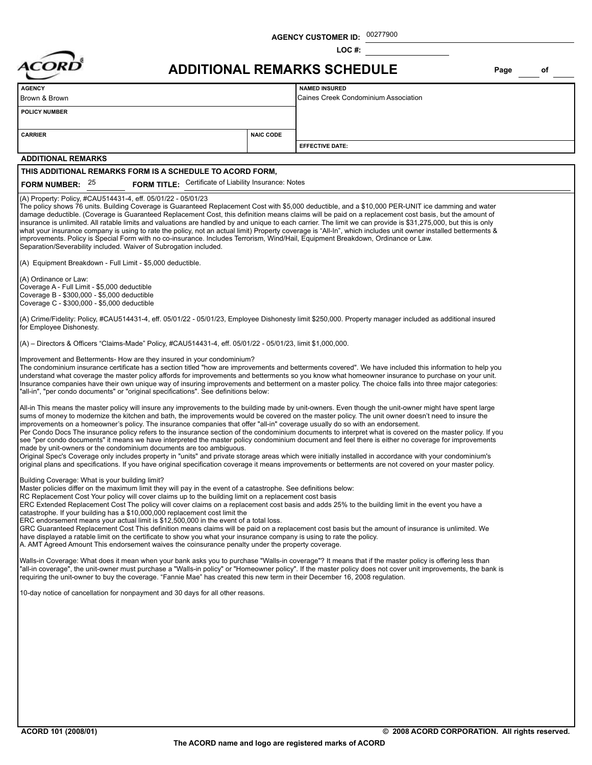AGENCY CUSTOMER ID: 00277900

LOC #:

# ADDITIONAL REMARKS SCHEDULE

Page ___ of ___

| AGENCY | | NAMED INSURED |
|---|---|---|
| Brown & Brown | | Caines Creek Condominium Association |
| POLICY NUMBER | | |
| | | |
| CARRIER | NAIC CODE | |
| | | EFFECTIVE DATE: |

**ADDITIONAL REMARKS**

**THIS ADDITIONAL REMARKS FORM IS A SCHEDULE TO ACORD FORM,**

**FORM NUMBER:** 25 **FORM TITLE:** Certificate of Liability Insurance: Notes

(A) Property: Policy, #CAU514431-4, eff. 05/01/22 - 05/01/23
The policy shows 76 units. Building Coverage is Guaranteed Replacement Cost with $5,000 deductible, and a $10,000 PER-UNIT ice damming and water damage deductible. (Coverage is Guaranteed Replacement Cost, this definition means claims will be paid on a replacement cost basis, but the amount of insurance is unlimited. All ratable limits and valuations are handled by and unique to each carrier. The limit we can provide is $31,275,000, but this is only what your insurance company is using to rate the policy, not an actual limit) Property coverage is "All-In", which includes unit owner installed betterments & improvements. Policy is Special Form with no co-insurance. Includes Terrorism, Wind/Hail, Equipment Breakdown, Ordinance or Law. Separation/Severability included. Waiver of Subrogation included.

(A) Equipment Breakdown - Full Limit - $5,000 deductible.

(A) Ordinance or Law:
Coverage A - Full Limit - $5,000 deductible
Coverage B - $300,000 - $5,000 deductible
Coverage C - $300,000 - $5,000 deductible

(A) Crime/Fidelity: Policy, #CAU514431-4, eff. 05/01/22 - 05/01/23, Employee Dishonesty limit $250,000. Property manager included as additional insured for Employee Dishonesty.

(A) – Directors & Officers "Claims-Made" Policy, #CAU514431-4, eff. 05/01/22 - 05/01/23, limit $1,000,000.

Improvement and Betterments- How are they insured in your condominium?
The condominium insurance certificate has a section titled "how are improvements and betterments covered". We have included this information to help you understand what coverage the master policy affords for improvements and betterments so you know what homeowner insurance to purchase on your unit. Insurance companies have their own unique way of insuring improvements and betterment on a master policy. The choice falls into three major categories: "all-in", "per condo documents" or "original specifications". See definitions below:

All-in This means the master policy will insure any improvements to the building made by unit-owners. Even though the unit-owner might have spent large sums of money to modernize the kitchen and bath, the improvements would be covered on the master policy. The unit owner doesn't need to insure the improvements on a homeowner's policy. The insurance companies that offer "all-in" coverage usually do so with an endorsement.
Per Condo Docs The insurance policy refers to the insurance section of the condominium documents to interpret what is covered on the master policy. If you see "per condo documents" it means we have interpreted the master policy condominium document and feel there is either no coverage for improvements made by unit-owners or the condominium documents are too ambiguous.
Original Spec's Coverage only includes property in "units" and private storage areas which were initially installed in accordance with your condominium's original plans and specifications. If you have original specification coverage it means improvements or betterments are not covered on your master policy.

Building Coverage: What is your building limit?
Master policies differ on the maximum limit they will pay in the event of a catastrophe. See definitions below:
RC Replacement Cost Your policy will cover claims up to the building limit on a replacement cost basis
ERC Extended Replacement Cost The policy will cover claims on a replacement cost basis and adds 25% to the building limit in the event you have a catastrophe. If your building has a $10,000,000 replacement cost limit the
ERC endorsement means your actual limit is $12,500,000 in the event of a total loss.
GRC Guaranteed Replacement Cost This definition means claims will be paid on a replacement cost basis but the amount of insurance is unlimited. We have displayed a ratable limit on the certificate to show you what your insurance company is using to rate the policy.
A. AMT Agreed Amount This endorsement waives the coinsurance penalty under the property coverage.

Walls-in Coverage: What does it mean when your bank asks you to purchase "Walls-in coverage"? It means that if the master policy is offering less than "all-in coverage", the unit-owner must purchase a "Walls-in policy" or "Homeowner policy". If the master policy does not cover unit improvements, the bank is requiring the unit-owner to buy the coverage. "Fannie Mae" has created this new term in their December 16, 2008 regulation.

10-day notice of cancellation for nonpayment and 30 days for all other reasons.

ACORD 101 (2008/01) © 2008 ACORD CORPORATION. All rights reserved.

The ACORD name and logo are registered marks of ACORD